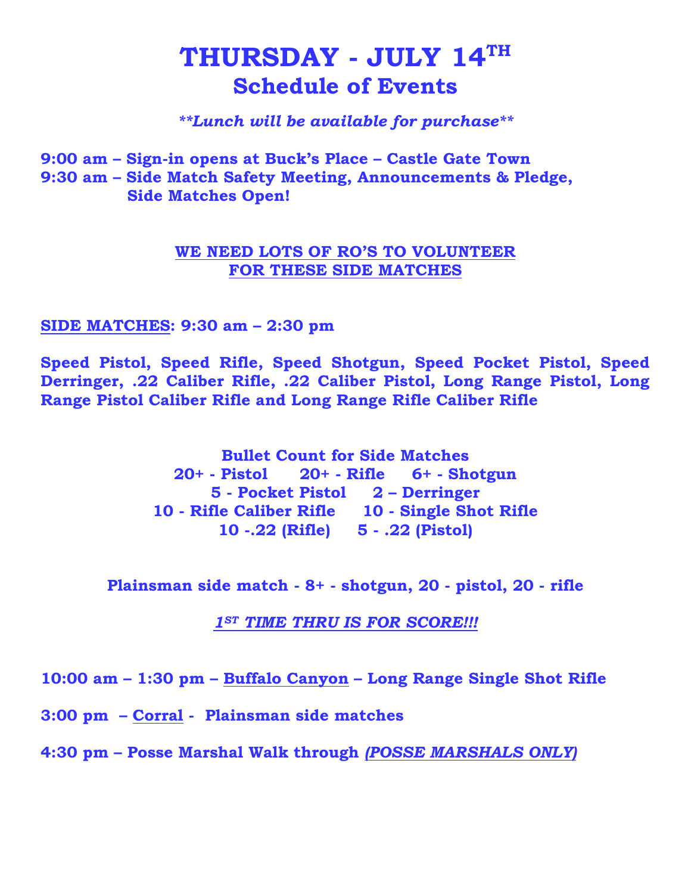# THURSDAY - JULY 14TH
## Schedule of Events

***\*\*Lunch will be available for purchase\*\****

**9:00 am – Sign-in opens at Buck's Place – Castle Gate Town**
**9:30 am – Side Match Safety Meeting, Announcements & Pledge, Side Matches Open!**

**WE NEED LOTS OF RO'S TO VOLUNTEER FOR THESE SIDE MATCHES**

**SIDE MATCHES: 9:30 am – 2:30 pm**

**Speed Pistol, Speed Rifle, Speed Shotgun, Speed Pocket Pistol, Speed Derringer, .22 Caliber Rifle, .22 Caliber Pistol, Long Range Pistol, Long Range Pistol Caliber Rifle and Long Range Rifle Caliber Rifle**

**Bullet Count for Side Matches**
**20+ - Pistol 20+ - Rifle 6+ - Shotgun**
**5 - Pocket Pistol 2 – Derringer**
**10 - Rifle Caliber Rifle 10 - Single Shot Rifle**
**10 -.22 (Rifle) 5 - .22 (Pistol)**

**Plainsman side match - 8+ - shotgun, 20 - pistol, 20 - rifle**

***1ST TIME THRU IS FOR SCORE!!!***

**10:00 am – 1:30 pm – Buffalo Canyon – Long Range Single Shot Rifle**

**3:00 pm – Corral - Plainsman side matches**

**4:30 pm – Posse Marshal Walk through *(POSSE MARSHALS ONLY)***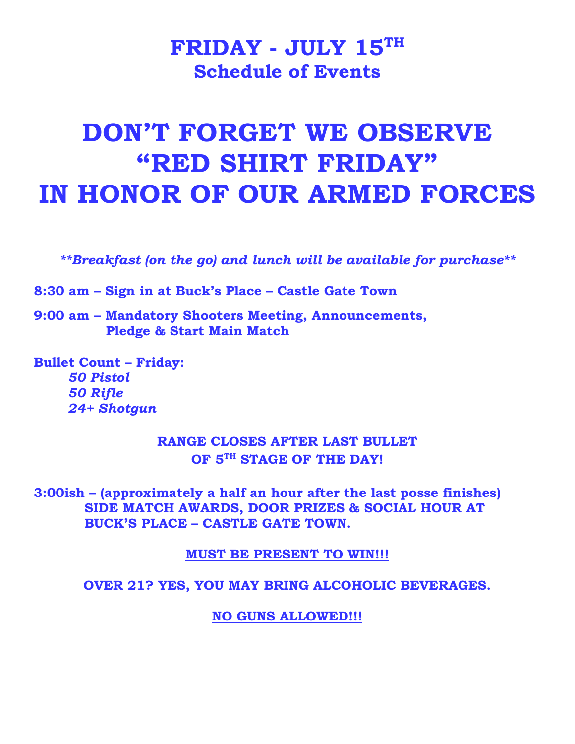# FRIDAY - JULY 15TH
## Schedule of Events

# DON'T FORGET WE OBSERVE "RED SHIRT FRIDAY" IN HONOR OF OUR ARMED FORCES

***\*\*Breakfast (on the go) and lunch will be available for purchase\*\****

**8:30 am – Sign in at Buck's Place – Castle Gate Town**

**9:00 am – Mandatory Shooters Meeting, Announcements, Pledge & Start Main Match**

**Bullet Count – Friday:**

***50 Pistol***
***50 Rifle***
***24+ Shotgun***

**<u>RANGE CLOSES AFTER LAST BULLET OF 5TH STAGE OF THE DAY!</u>**

**3:00ish – (approximately a half an hour after the last posse finishes) SIDE MATCH AWARDS, DOOR PRIZES & SOCIAL HOUR AT BUCK'S PLACE – CASTLE GATE TOWN.**

**<u>MUST BE PRESENT TO WIN!!!</u>**

**OVER 21? YES, YOU MAY BRING ALCOHOLIC BEVERAGES.**

**<u>NO GUNS ALLOWED!!!</u>**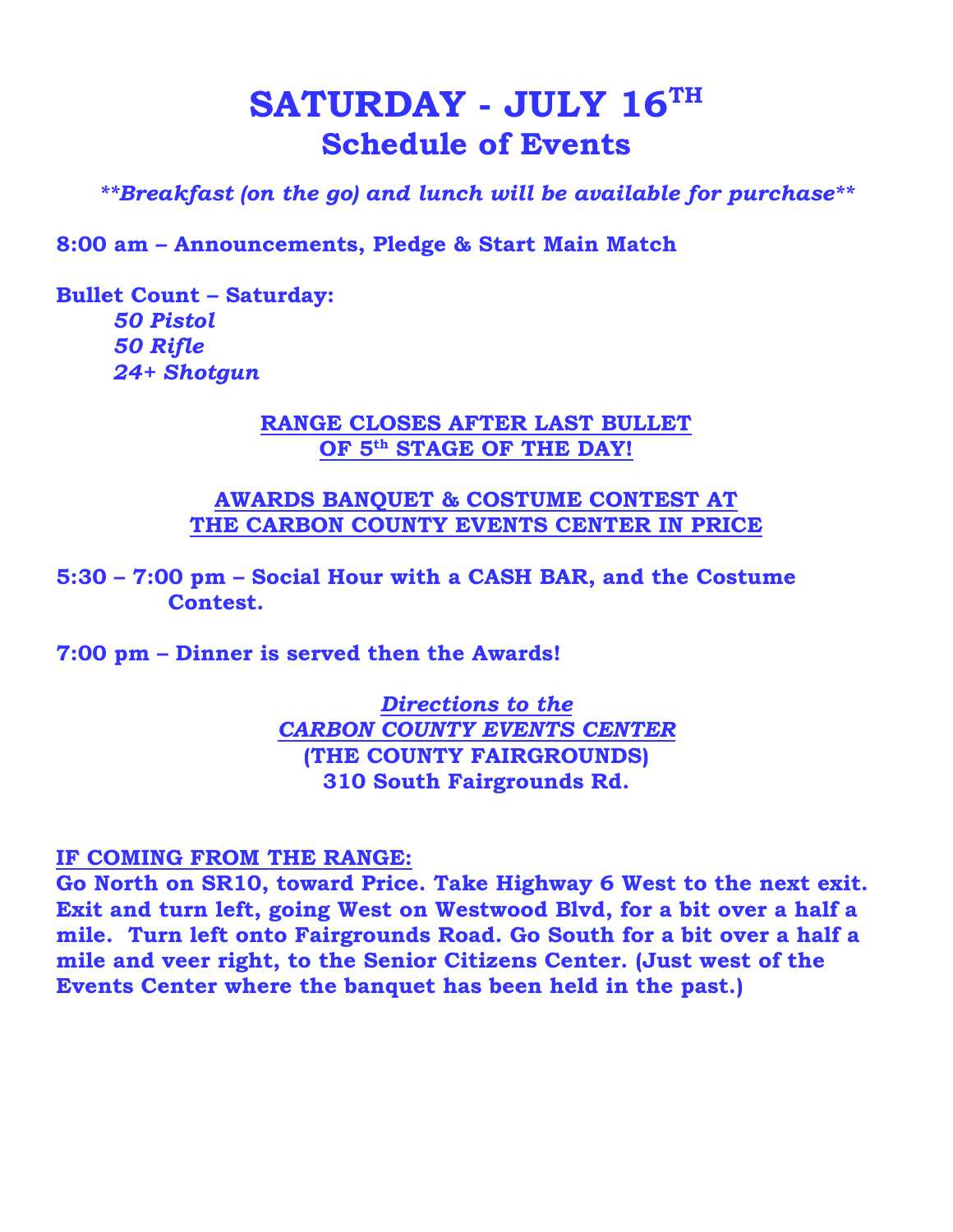# SATURDAY - JULY 16TH

## Schedule of Events

***Breakfast (on the go) and lunch will be available for purchase***

**8:00 am – Announcements, Pledge & Start Main Match**

**Bullet Count – Saturday:**

- ***50 Pistol***
- ***50 Rifle***
- ***24+ Shotgun***

<u>**RANGE CLOSES AFTER LAST BULLET OF 5th STAGE OF THE DAY!**</u>

<u>**AWARDS BANQUET & COSTUME CONTEST AT THE CARBON COUNTY EVENTS CENTER IN PRICE**</u>

**5:30 – 7:00 pm – Social Hour with a CASH BAR, and the Costume Contest.**

**7:00 pm – Dinner is served then the Awards!**

<u>***Directions to the CARBON COUNTY EVENTS CENTER***</u>
**(THE COUNTY FAIRGROUNDS)**
**310 South Fairgrounds Rd.**

<u>**IF COMING FROM THE RANGE:**</u>

**Go North on SR10, toward Price. Take Highway 6 West to the next exit. Exit and turn left, going West on Westwood Blvd, for a bit over a half a mile. Turn left onto Fairgrounds Road. Go South for a bit over a half a mile and veer right, to the Senior Citizens Center. (Just west of the Events Center where the banquet has been held in the past.)**